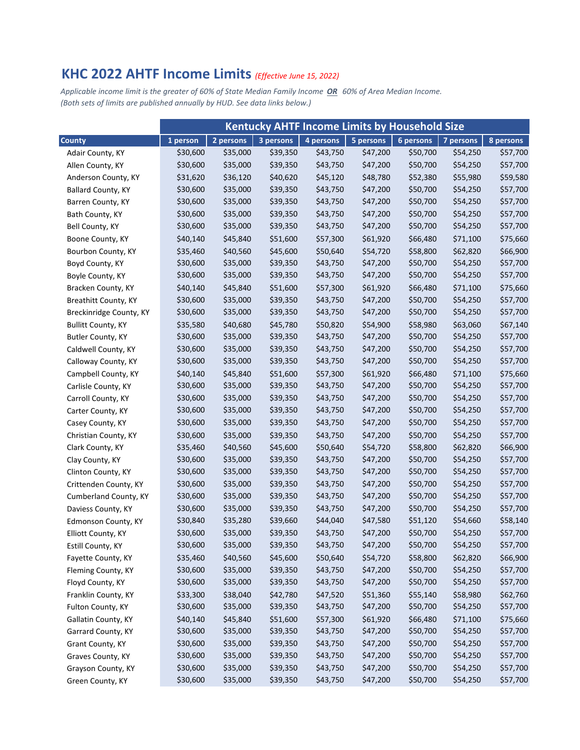# KHC 2022 AHTF Income Limits *(Effective June 15, 2022)*

*Applicable income limit is the greater of 60% of State Median Family Income* ***OR*** *60% of Area Median Income.*
*(Both sets of limits are published annually by HUD. See data links below.)*

| | Kentucky AHTF Income Limits by Household Size | | | | | | | |
|---|---|---|---|---|---|---|---|---|
| **County** | **1 person** | **2 persons** | **3 persons** | **4 persons** | **5 persons** | **6 persons** | **7 persons** | **8 persons** |
| Adair County, KY | $30,600 | $35,000 | $39,350 | $43,750 | $47,200 | $50,700 | $54,250 | $57,700 |
| Allen County, KY | $30,600 | $35,000 | $39,350 | $43,750 | $47,200 | $50,700 | $54,250 | $57,700 |
| Anderson County, KY | $31,620 | $36,120 | $40,620 | $45,120 | $48,780 | $52,380 | $55,980 | $59,580 |
| Ballard County, KY | $30,600 | $35,000 | $39,350 | $43,750 | $47,200 | $50,700 | $54,250 | $57,700 |
| Barren County, KY | $30,600 | $35,000 | $39,350 | $43,750 | $47,200 | $50,700 | $54,250 | $57,700 |
| Bath County, KY | $30,600 | $35,000 | $39,350 | $43,750 | $47,200 | $50,700 | $54,250 | $57,700 |
| Bell County, KY | $30,600 | $35,000 | $39,350 | $43,750 | $47,200 | $50,700 | $54,250 | $57,700 |
| Boone County, KY | $40,140 | $45,840 | $51,600 | $57,300 | $61,920 | $66,480 | $71,100 | $75,660 |
| Bourbon County, KY | $35,460 | $40,560 | $45,600 | $50,640 | $54,720 | $58,800 | $62,820 | $66,900 |
| Boyd County, KY | $30,600 | $35,000 | $39,350 | $43,750 | $47,200 | $50,700 | $54,250 | $57,700 |
| Boyle County, KY | $30,600 | $35,000 | $39,350 | $43,750 | $47,200 | $50,700 | $54,250 | $57,700 |
| Bracken County, KY | $40,140 | $45,840 | $51,600 | $57,300 | $61,920 | $66,480 | $71,100 | $75,660 |
| Breathitt County, KY | $30,600 | $35,000 | $39,350 | $43,750 | $47,200 | $50,700 | $54,250 | $57,700 |
| Breckinridge County, KY | $30,600 | $35,000 | $39,350 | $43,750 | $47,200 | $50,700 | $54,250 | $57,700 |
| Bullitt County, KY | $35,580 | $40,680 | $45,780 | $50,820 | $54,900 | $58,980 | $63,060 | $67,140 |
| Butler County, KY | $30,600 | $35,000 | $39,350 | $43,750 | $47,200 | $50,700 | $54,250 | $57,700 |
| Caldwell County, KY | $30,600 | $35,000 | $39,350 | $43,750 | $47,200 | $50,700 | $54,250 | $57,700 |
| Calloway County, KY | $30,600 | $35,000 | $39,350 | $43,750 | $47,200 | $50,700 | $54,250 | $57,700 |
| Campbell County, KY | $40,140 | $45,840 | $51,600 | $57,300 | $61,920 | $66,480 | $71,100 | $75,660 |
| Carlisle County, KY | $30,600 | $35,000 | $39,350 | $43,750 | $47,200 | $50,700 | $54,250 | $57,700 |
| Carroll County, KY | $30,600 | $35,000 | $39,350 | $43,750 | $47,200 | $50,700 | $54,250 | $57,700 |
| Carter County, KY | $30,600 | $35,000 | $39,350 | $43,750 | $47,200 | $50,700 | $54,250 | $57,700 |
| Casey County, KY | $30,600 | $35,000 | $39,350 | $43,750 | $47,200 | $50,700 | $54,250 | $57,700 |
| Christian County, KY | $30,600 | $35,000 | $39,350 | $43,750 | $47,200 | $50,700 | $54,250 | $57,700 |
| Clark County, KY | $35,460 | $40,560 | $45,600 | $50,640 | $54,720 | $58,800 | $62,820 | $66,900 |
| Clay County, KY | $30,600 | $35,000 | $39,350 | $43,750 | $47,200 | $50,700 | $54,250 | $57,700 |
| Clinton County, KY | $30,600 | $35,000 | $39,350 | $43,750 | $47,200 | $50,700 | $54,250 | $57,700 |
| Crittenden County, KY | $30,600 | $35,000 | $39,350 | $43,750 | $47,200 | $50,700 | $54,250 | $57,700 |
| Cumberland County, KY | $30,600 | $35,000 | $39,350 | $43,750 | $47,200 | $50,700 | $54,250 | $57,700 |
| Daviess County, KY | $30,600 | $35,000 | $39,350 | $43,750 | $47,200 | $50,700 | $54,250 | $57,700 |
| Edmonson County, KY | $30,840 | $35,280 | $39,660 | $44,040 | $47,580 | $51,120 | $54,660 | $58,140 |
| Elliott County, KY | $30,600 | $35,000 | $39,350 | $43,750 | $47,200 | $50,700 | $54,250 | $57,700 |
| Estill County, KY | $30,600 | $35,000 | $39,350 | $43,750 | $47,200 | $50,700 | $54,250 | $57,700 |
| Fayette County, KY | $35,460 | $40,560 | $45,600 | $50,640 | $54,720 | $58,800 | $62,820 | $66,900 |
| Fleming County, KY | $30,600 | $35,000 | $39,350 | $43,750 | $47,200 | $50,700 | $54,250 | $57,700 |
| Floyd County, KY | $30,600 | $35,000 | $39,350 | $43,750 | $47,200 | $50,700 | $54,250 | $57,700 |
| Franklin County, KY | $33,300 | $38,040 | $42,780 | $47,520 | $51,360 | $55,140 | $58,980 | $62,760 |
| Fulton County, KY | $30,600 | $35,000 | $39,350 | $43,750 | $47,200 | $50,700 | $54,250 | $57,700 |
| Gallatin County, KY | $40,140 | $45,840 | $51,600 | $57,300 | $61,920 | $66,480 | $71,100 | $75,660 |
| Garrard County, KY | $30,600 | $35,000 | $39,350 | $43,750 | $47,200 | $50,700 | $54,250 | $57,700 |
| Grant County, KY | $30,600 | $35,000 | $39,350 | $43,750 | $47,200 | $50,700 | $54,250 | $57,700 |
| Graves County, KY | $30,600 | $35,000 | $39,350 | $43,750 | $47,200 | $50,700 | $54,250 | $57,700 |
| Grayson County, KY | $30,600 | $35,000 | $39,350 | $43,750 | $47,200 | $50,700 | $54,250 | $57,700 |
| Green County, KY | $30,600 | $35,000 | $39,350 | $43,750 | $47,200 | $50,700 | $54,250 | $57,700 |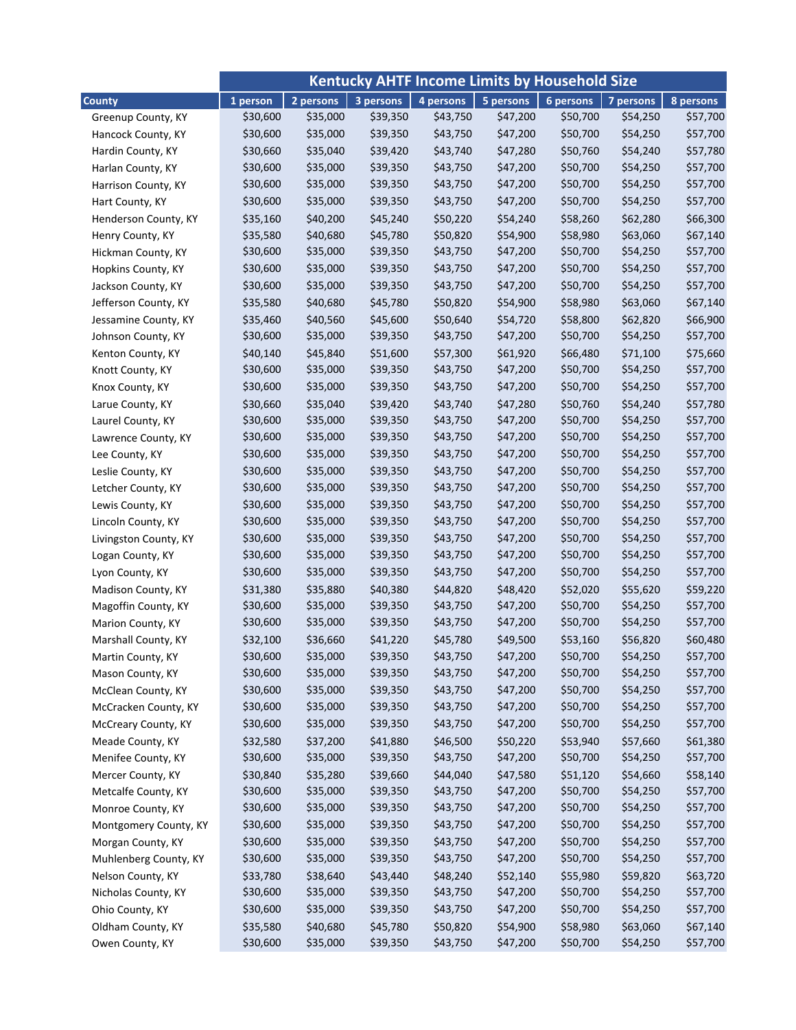| County | Kentucky AHTF Income Limits by Household Size | | | | | | | |
|---|---|---|---|---|---|---|---|---|
| | 1 person | 2 persons | 3 persons | 4 persons | 5 persons | 6 persons | 7 persons | 8 persons |
| Greenup County, KY | $30,600 | $35,000 | $39,350 | $43,750 | $47,200 | $50,700 | $54,250 | $57,700 |
| Hancock County, KY | $30,600 | $35,000 | $39,350 | $43,750 | $47,200 | $50,700 | $54,250 | $57,700 |
| Hardin County, KY | $30,660 | $35,040 | $39,420 | $43,740 | $47,280 | $50,760 | $54,240 | $57,780 |
| Harlan County, KY | $30,600 | $35,000 | $39,350 | $43,750 | $47,200 | $50,700 | $54,250 | $57,700 |
| Harrison County, KY | $30,600 | $35,000 | $39,350 | $43,750 | $47,200 | $50,700 | $54,250 | $57,700 |
| Hart County, KY | $30,600 | $35,000 | $39,350 | $43,750 | $47,200 | $50,700 | $54,250 | $57,700 |
| Henderson County, KY | $35,160 | $40,200 | $45,240 | $50,220 | $54,240 | $58,260 | $62,280 | $66,300 |
| Henry County, KY | $35,580 | $40,680 | $45,780 | $50,820 | $54,900 | $58,980 | $63,060 | $67,140 |
| Hickman County, KY | $30,600 | $35,000 | $39,350 | $43,750 | $47,200 | $50,700 | $54,250 | $57,700 |
| Hopkins County, KY | $30,600 | $35,000 | $39,350 | $43,750 | $47,200 | $50,700 | $54,250 | $57,700 |
| Jackson County, KY | $30,600 | $35,000 | $39,350 | $43,750 | $47,200 | $50,700 | $54,250 | $57,700 |
| Jefferson County, KY | $35,580 | $40,680 | $45,780 | $50,820 | $54,900 | $58,980 | $63,060 | $67,140 |
| Jessamine County, KY | $35,460 | $40,560 | $45,600 | $50,640 | $54,720 | $58,800 | $62,820 | $66,900 |
| Johnson County, KY | $30,600 | $35,000 | $39,350 | $43,750 | $47,200 | $50,700 | $54,250 | $57,700 |
| Kenton County, KY | $40,140 | $45,840 | $51,600 | $57,300 | $61,920 | $66,480 | $71,100 | $75,660 |
| Knott County, KY | $30,600 | $35,000 | $39,350 | $43,750 | $47,200 | $50,700 | $54,250 | $57,700 |
| Knox County, KY | $30,600 | $35,000 | $39,350 | $43,750 | $47,200 | $50,700 | $54,250 | $57,700 |
| Larue County, KY | $30,660 | $35,040 | $39,420 | $43,740 | $47,280 | $50,760 | $54,240 | $57,780 |
| Laurel County, KY | $30,600 | $35,000 | $39,350 | $43,750 | $47,200 | $50,700 | $54,250 | $57,700 |
| Lawrence County, KY | $30,600 | $35,000 | $39,350 | $43,750 | $47,200 | $50,700 | $54,250 | $57,700 |
| Lee County, KY | $30,600 | $35,000 | $39,350 | $43,750 | $47,200 | $50,700 | $54,250 | $57,700 |
| Leslie County, KY | $30,600 | $35,000 | $39,350 | $43,750 | $47,200 | $50,700 | $54,250 | $57,700 |
| Letcher County, KY | $30,600 | $35,000 | $39,350 | $43,750 | $47,200 | $50,700 | $54,250 | $57,700 |
| Lewis County, KY | $30,600 | $35,000 | $39,350 | $43,750 | $47,200 | $50,700 | $54,250 | $57,700 |
| Lincoln County, KY | $30,600 | $35,000 | $39,350 | $43,750 | $47,200 | $50,700 | $54,250 | $57,700 |
| Livingston County, KY | $30,600 | $35,000 | $39,350 | $43,750 | $47,200 | $50,700 | $54,250 | $57,700 |
| Logan County, KY | $30,600 | $35,000 | $39,350 | $43,750 | $47,200 | $50,700 | $54,250 | $57,700 |
| Lyon County, KY | $30,600 | $35,000 | $39,350 | $43,750 | $47,200 | $50,700 | $54,250 | $57,700 |
| Madison County, KY | $31,380 | $35,880 | $40,380 | $44,820 | $48,420 | $52,020 | $55,620 | $59,220 |
| Magoffin County, KY | $30,600 | $35,000 | $39,350 | $43,750 | $47,200 | $50,700 | $54,250 | $57,700 |
| Marion County, KY | $30,600 | $35,000 | $39,350 | $43,750 | $47,200 | $50,700 | $54,250 | $57,700 |
| Marshall County, KY | $32,100 | $36,660 | $41,220 | $45,780 | $49,500 | $53,160 | $56,820 | $60,480 |
| Martin County, KY | $30,600 | $35,000 | $39,350 | $43,750 | $47,200 | $50,700 | $54,250 | $57,700 |
| Mason County, KY | $30,600 | $35,000 | $39,350 | $43,750 | $47,200 | $50,700 | $54,250 | $57,700 |
| McClean County, KY | $30,600 | $35,000 | $39,350 | $43,750 | $47,200 | $50,700 | $54,250 | $57,700 |
| McCracken County, KY | $30,600 | $35,000 | $39,350 | $43,750 | $47,200 | $50,700 | $54,250 | $57,700 |
| McCreary County, KY | $30,600 | $35,000 | $39,350 | $43,750 | $47,200 | $50,700 | $54,250 | $57,700 |
| Meade County, KY | $32,580 | $37,200 | $41,880 | $46,500 | $50,220 | $53,940 | $57,660 | $61,380 |
| Menifee County, KY | $30,600 | $35,000 | $39,350 | $43,750 | $47,200 | $50,700 | $54,250 | $57,700 |
| Mercer County, KY | $30,840 | $35,280 | $39,660 | $44,040 | $47,580 | $51,120 | $54,660 | $58,140 |
| Metcalfe County, KY | $30,600 | $35,000 | $39,350 | $43,750 | $47,200 | $50,700 | $54,250 | $57,700 |
| Monroe County, KY | $30,600 | $35,000 | $39,350 | $43,750 | $47,200 | $50,700 | $54,250 | $57,700 |
| Montgomery County, KY | $30,600 | $35,000 | $39,350 | $43,750 | $47,200 | $50,700 | $54,250 | $57,700 |
| Morgan County, KY | $30,600 | $35,000 | $39,350 | $43,750 | $47,200 | $50,700 | $54,250 | $57,700 |
| Muhlenberg County, KY | $30,600 | $35,000 | $39,350 | $43,750 | $47,200 | $50,700 | $54,250 | $57,700 |
| Nelson County, KY | $33,780 | $38,640 | $43,440 | $48,240 | $52,140 | $55,980 | $59,820 | $63,720 |
| Nicholas County, KY | $30,600 | $35,000 | $39,350 | $43,750 | $47,200 | $50,700 | $54,250 | $57,700 |
| Ohio County, KY | $30,600 | $35,000 | $39,350 | $43,750 | $47,200 | $50,700 | $54,250 | $57,700 |
| Oldham County, KY | $35,580 | $40,680 | $45,780 | $50,820 | $54,900 | $58,980 | $63,060 | $67,140 |
| Owen County, KY | $30,600 | $35,000 | $39,350 | $43,750 | $47,200 | $50,700 | $54,250 | $57,700 |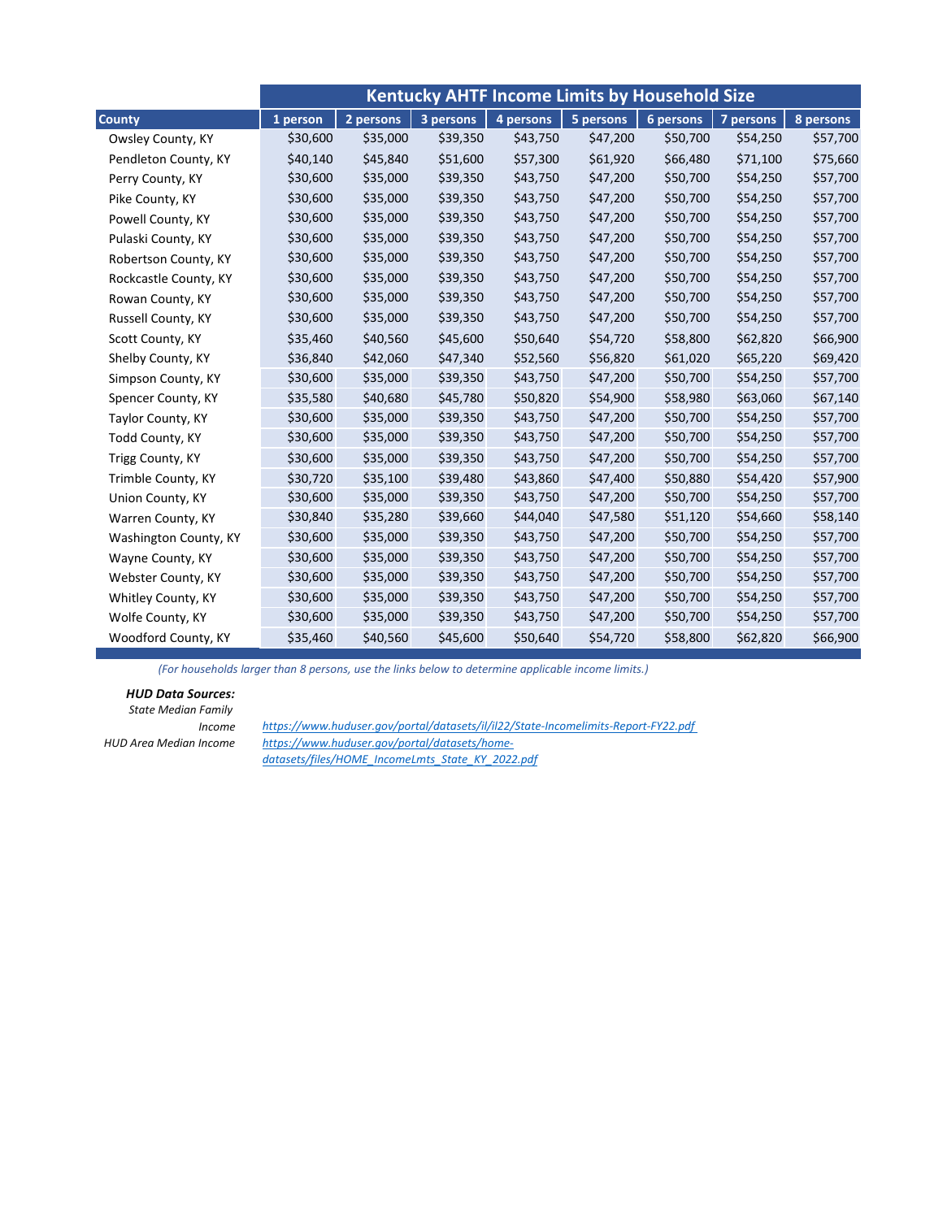| County | Kentucky AHTF Income Limits by Household Size | | | | | | | |
|---|---|---|---|---|---|---|---|---|
| | 1 person | 2 persons | 3 persons | 4 persons | 5 persons | 6 persons | 7 persons | 8 persons |
| Owsley County, KY | $30,600 | $35,000 | $39,350 | $43,750 | $47,200 | $50,700 | $54,250 | $57,700 |
| Pendleton County, KY | $40,140 | $45,840 | $51,600 | $57,300 | $61,920 | $66,480 | $71,100 | $75,660 |
| Perry County, KY | $30,600 | $35,000 | $39,350 | $43,750 | $47,200 | $50,700 | $54,250 | $57,700 |
| Pike County, KY | $30,600 | $35,000 | $39,350 | $43,750 | $47,200 | $50,700 | $54,250 | $57,700 |
| Powell County, KY | $30,600 | $35,000 | $39,350 | $43,750 | $47,200 | $50,700 | $54,250 | $57,700 |
| Pulaski County, KY | $30,600 | $35,000 | $39,350 | $43,750 | $47,200 | $50,700 | $54,250 | $57,700 |
| Robertson County, KY | $30,600 | $35,000 | $39,350 | $43,750 | $47,200 | $50,700 | $54,250 | $57,700 |
| Rockcastle County, KY | $30,600 | $35,000 | $39,350 | $43,750 | $47,200 | $50,700 | $54,250 | $57,700 |
| Rowan County, KY | $30,600 | $35,000 | $39,350 | $43,750 | $47,200 | $50,700 | $54,250 | $57,700 |
| Russell County, KY | $30,600 | $35,000 | $39,350 | $43,750 | $47,200 | $50,700 | $54,250 | $57,700 |
| Scott County, KY | $35,460 | $40,560 | $45,600 | $50,640 | $54,720 | $58,800 | $62,820 | $66,900 |
| Shelby County, KY | $36,840 | $42,060 | $47,340 | $52,560 | $56,820 | $61,020 | $65,220 | $69,420 |
| Simpson County, KY | $30,600 | $35,000 | $39,350 | $43,750 | $47,200 | $50,700 | $54,250 | $57,700 |
| Spencer County, KY | $35,580 | $40,680 | $45,780 | $50,820 | $54,900 | $58,980 | $63,060 | $67,140 |
| Taylor County, KY | $30,600 | $35,000 | $39,350 | $43,750 | $47,200 | $50,700 | $54,250 | $57,700 |
| Todd County, KY | $30,600 | $35,000 | $39,350 | $43,750 | $47,200 | $50,700 | $54,250 | $57,700 |
| Trigg County, KY | $30,600 | $35,000 | $39,350 | $43,750 | $47,200 | $50,700 | $54,250 | $57,700 |
| Trimble County, KY | $30,720 | $35,100 | $39,480 | $43,860 | $47,400 | $50,880 | $54,420 | $57,900 |
| Union County, KY | $30,600 | $35,000 | $39,350 | $43,750 | $47,200 | $50,700 | $54,250 | $57,700 |
| Warren County, KY | $30,840 | $35,280 | $39,660 | $44,040 | $47,580 | $51,120 | $54,660 | $58,140 |
| Washington County, KY | $30,600 | $35,000 | $39,350 | $43,750 | $47,200 | $50,700 | $54,250 | $57,700 |
| Wayne County, KY | $30,600 | $35,000 | $39,350 | $43,750 | $47,200 | $50,700 | $54,250 | $57,700 |
| Webster County, KY | $30,600 | $35,000 | $39,350 | $43,750 | $47,200 | $50,700 | $54,250 | $57,700 |
| Whitley County, KY | $30,600 | $35,000 | $39,350 | $43,750 | $47,200 | $50,700 | $54,250 | $57,700 |
| Wolfe County, KY | $30,600 | $35,000 | $39,350 | $43,750 | $47,200 | $50,700 | $54,250 | $57,700 |
| Woodford County, KY | $35,460 | $40,560 | $45,600 | $50,640 | $54,720 | $58,800 | $62,820 | $66,900 |

*(For households larger than 8 persons, use the links below to determine applicable income limits.)*

***HUD Data Sources:***

*State Median Family Income* — *https://www.huduser.gov/portal/datasets/il/il22/State-Incomelimits-Report-FY22.pdf*

*HUD Area Median Income* — *https://www.huduser.gov/portal/datasets/home-datasets/files/HOME_IncomeLmts_State_KY_2022.pdf*